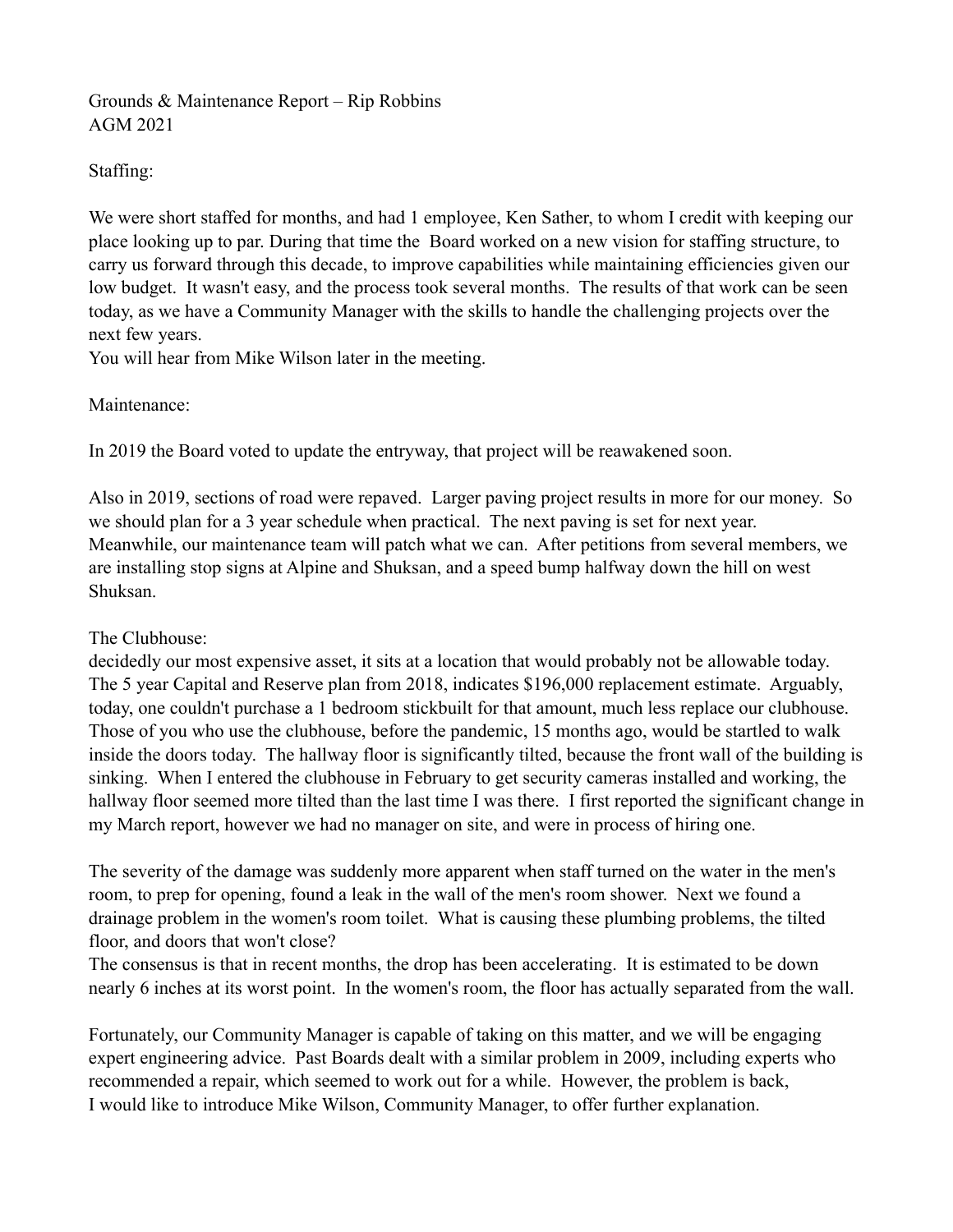# Grounds & Maintenance Report – Rip Robbins
AGM 2021

## Staffing:

We were short staffed for months, and had 1 employee, Ken Sather, to whom I credit with keeping our place looking up to par. During that time the Board worked on a new vision for staffing structure, to carry us forward through this decade, to improve capabilities while maintaining efficiencies given our low budget. It wasn't easy, and the process took several months. The results of that work can be seen today, as we have a Community Manager with the skills to handle the challenging projects over the next few years.
You will hear from Mike Wilson later in the meeting.

## Maintenance:

In 2019 the Board voted to update the entryway, that project will be reawakened soon.

Also in 2019, sections of road were repaved. Larger paving project results in more for our money. So we should plan for a 3 year schedule when practical. The next paving is set for next year. Meanwhile, our maintenance team will patch what we can. After petitions from several members, we are installing stop signs at Alpine and Shuksan, and a speed bump halfway down the hill on west Shuksan.

## The Clubhouse:

decidedly our most expensive asset, it sits at a location that would probably not be allowable today. The 5 year Capital and Reserve plan from 2018, indicates $196,000 replacement estimate. Arguably, today, one couldn't purchase a 1 bedroom stickbuilt for that amount, much less replace our clubhouse. Those of you who use the clubhouse, before the pandemic, 15 months ago, would be startled to walk inside the doors today. The hallway floor is significantly tilted, because the front wall of the building is sinking. When I entered the clubhouse in February to get security cameras installed and working, the hallway floor seemed more tilted than the last time I was there. I first reported the significant change in my March report, however we had no manager on site, and were in process of hiring one.

The severity of the damage was suddenly more apparent when staff turned on the water in the men's room, to prep for opening, found a leak in the wall of the men's room shower. Next we found a drainage problem in the women's room toilet. What is causing these plumbing problems, the tilted floor, and doors that won't close?
The consensus is that in recent months, the drop has been accelerating. It is estimated to be down nearly 6 inches at its worst point. In the women's room, the floor has actually separated from the wall.

Fortunately, our Community Manager is capable of taking on this matter, and we will be engaging expert engineering advice. Past Boards dealt with a similar problem in 2009, including experts who recommended a repair, which seemed to work out for a while. However, the problem is back,
I would like to introduce Mike Wilson, Community Manager, to offer further explanation.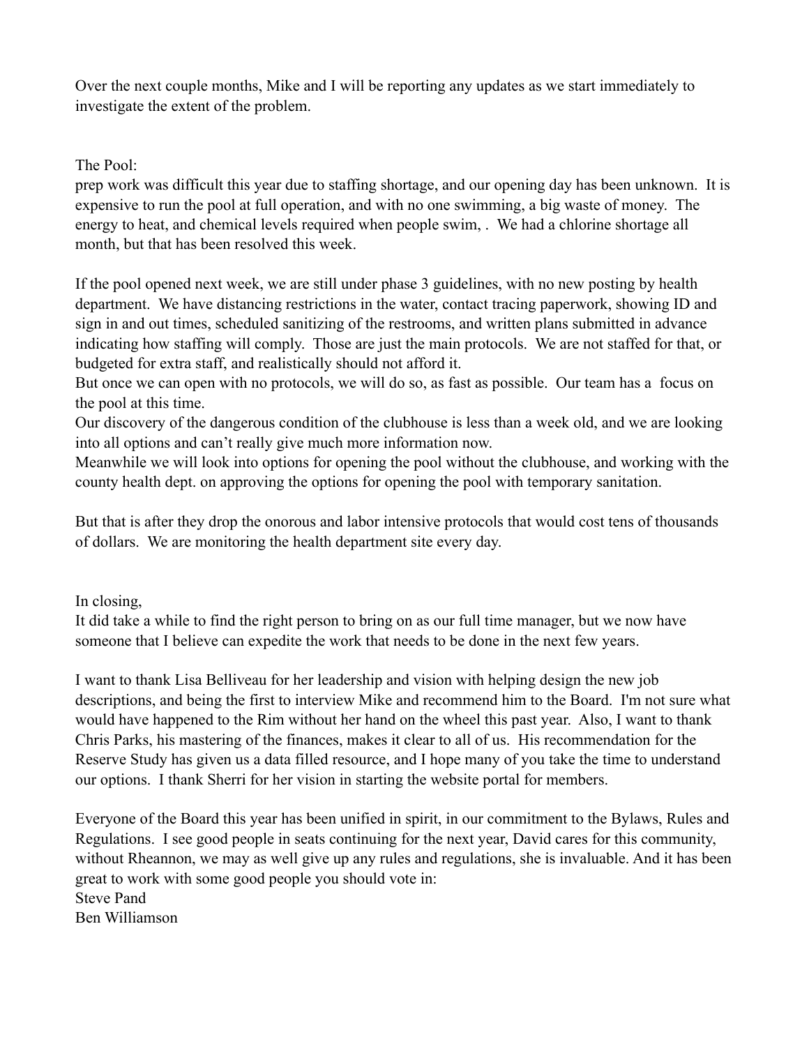Over the next couple months, Mike and I will be reporting any updates as we start immediately to investigate the extent of the problem.

The Pool:
prep work was difficult this year due to staffing shortage, and our opening day has been unknown. It is expensive to run the pool at full operation, and with no one swimming, a big waste of money. The energy to heat, and chemical levels required when people swim, . We had a chlorine shortage all month, but that has been resolved this week.

If the pool opened next week, we are still under phase 3 guidelines, with no new posting by health department. We have distancing restrictions in the water, contact tracing paperwork, showing ID and sign in and out times, scheduled sanitizing of the restrooms, and written plans submitted in advance indicating how staffing will comply. Those are just the main protocols. We are not staffed for that, or budgeted for extra staff, and realistically should not afford it.
But once we can open with no protocols, we will do so, as fast as possible. Our team has a focus on the pool at this time.
Our discovery of the dangerous condition of the clubhouse is less than a week old, and we are looking into all options and can't really give much more information now.
Meanwhile we will look into options for opening the pool without the clubhouse, and working with the county health dept. on approving the options for opening the pool with temporary sanitation.

But that is after they drop the onorous and labor intensive protocols that would cost tens of thousands of dollars. We are monitoring the health department site every day.

In closing,
It did take a while to find the right person to bring on as our full time manager, but we now have someone that I believe can expedite the work that needs to be done in the next few years.

I want to thank Lisa Belliveau for her leadership and vision with helping design the new job descriptions, and being the first to interview Mike and recommend him to the Board. I'm not sure what would have happened to the Rim without her hand on the wheel this past year. Also, I want to thank Chris Parks, his mastering of the finances, makes it clear to all of us. His recommendation for the Reserve Study has given us a data filled resource, and I hope many of you take the time to understand our options. I thank Sherri for her vision in starting the website portal for members.

Everyone of the Board this year has been unified in spirit, in our commitment to the Bylaws, Rules and Regulations. I see good people in seats continuing for the next year, David cares for this community, without Rheannon, we may as well give up any rules and regulations, she is invaluable. And it has been great to work with some good people you should vote in:
Steve Pand
Ben Williamson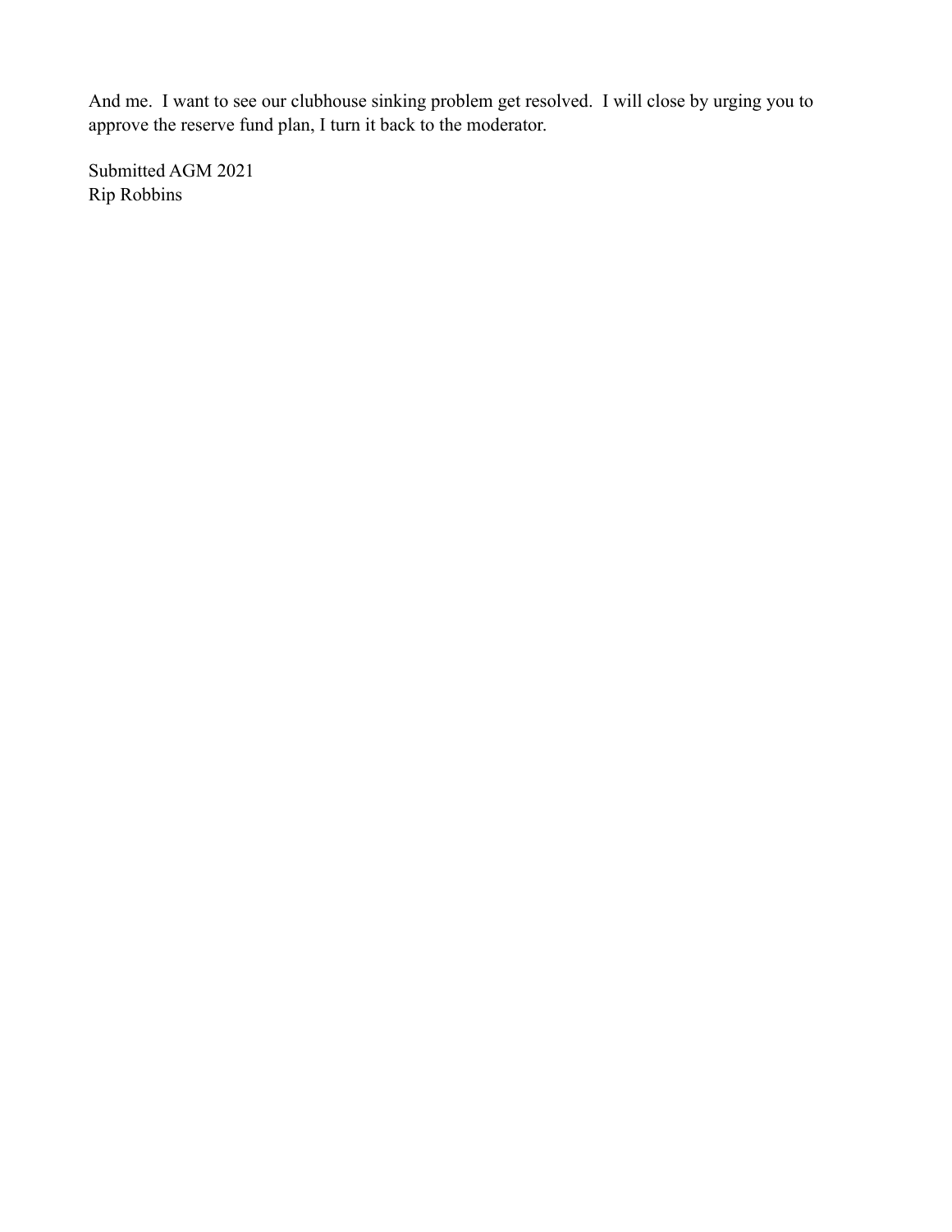And me. I want to see our clubhouse sinking problem get resolved. I will close by urging you to approve the reserve fund plan, I turn it back to the moderator.

Submitted AGM 2021
Rip Robbins